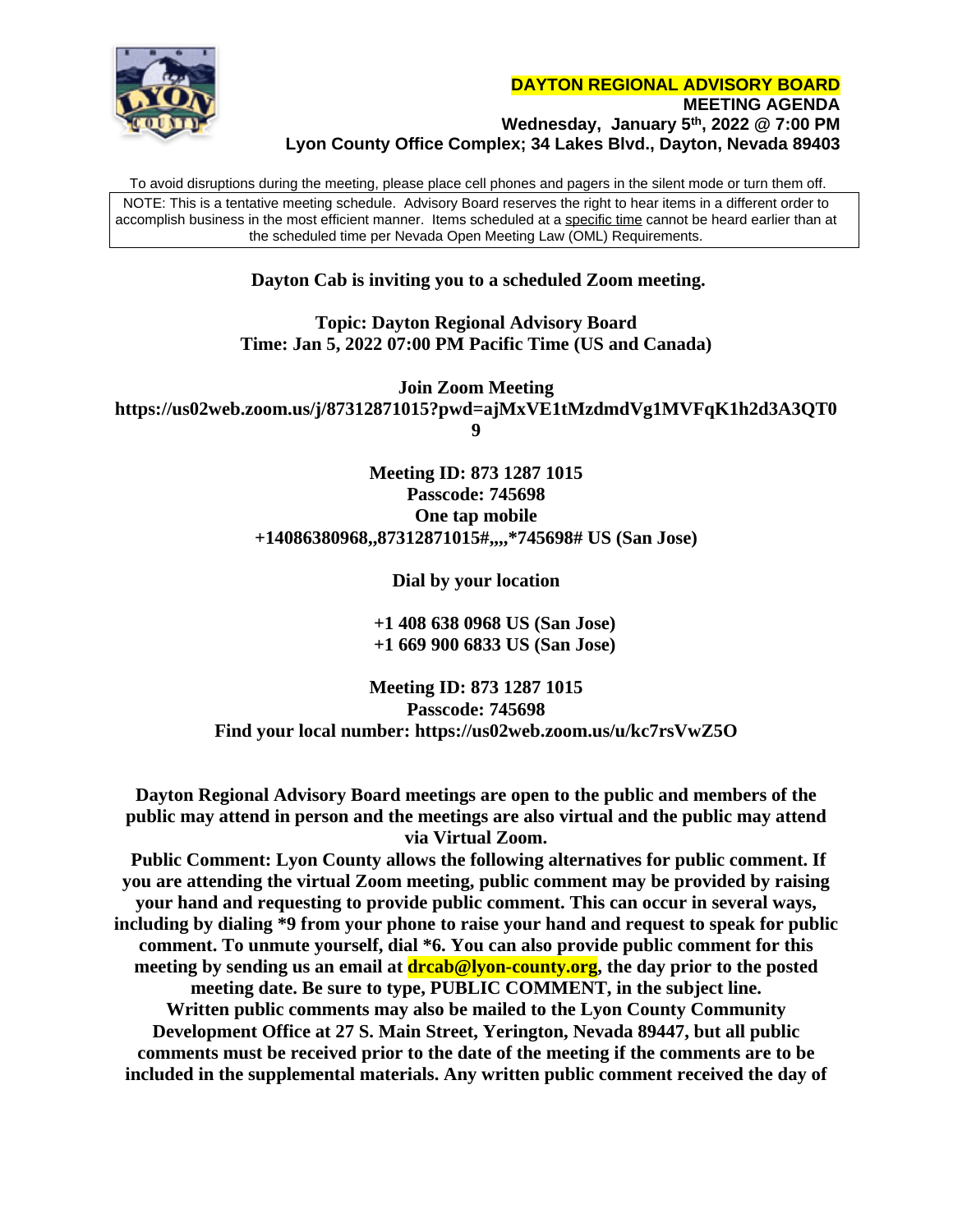**DAYTON REGIONAL ADVISORY BOARD**
**MEETING AGENDA**
**Wednesday, January 5th, 2022 @ 7:00 PM**
**Lyon County Office Complex; 34 Lakes Blvd., Dayton, Nevada 89403**

To avoid disruptions during the meeting, please place cell phones and pagers in the silent mode or turn them off.

NOTE: This is a tentative meeting schedule. Advisory Board reserves the right to hear items in a different order to accomplish business in the most efficient manner. Items scheduled at a specific time cannot be heard earlier than at the scheduled time per Nevada Open Meeting Law (OML) Requirements.

**Dayton Cab is inviting you to a scheduled Zoom meeting.**

**Topic: Dayton Regional Advisory Board**
**Time: Jan 5, 2022 07:00 PM Pacific Time (US and Canada)**

**Join Zoom Meeting**
**https://us02web.zoom.us/j/87312871015?pwd=ajMxVE1tMzdmdVg1MVFqK1h2d3A3QT09**

**Meeting ID: 873 1287 1015**
**Passcode: 745698**
**One tap mobile**
**+14086380968,,87312871015#,,,,*745698# US (San Jose)**

**Dial by your location**

**+1 408 638 0968 US (San Jose)**
**+1 669 900 6833 US (San Jose)**

**Meeting ID: 873 1287 1015**
**Passcode: 745698**
**Find your local number: https://us02web.zoom.us/u/kc7rsVwZ5O**

**Dayton Regional Advisory Board meetings are open to the public and members of the public may attend in person and the meetings are also virtual and the public may attend via Virtual Zoom.**

**Public Comment: Lyon County allows the following alternatives for public comment. If you are attending the virtual Zoom meeting, public comment may be provided by raising your hand and requesting to provide public comment. This can occur in several ways, including by dialing *9 from your phone to raise your hand and request to speak for public comment. To unmute yourself, dial *6. You can also provide public comment for this meeting by sending us an email at drcab@lyon-county.org, the day prior to the posted meeting date. Be sure to type, PUBLIC COMMENT, in the subject line.**

**Written public comments may also be mailed to the Lyon County Community Development Office at 27 S. Main Street, Yerington, Nevada 89447, but all public comments must be received prior to the date of the meeting if the comments are to be included in the supplemental materials. Any written public comment received the day of**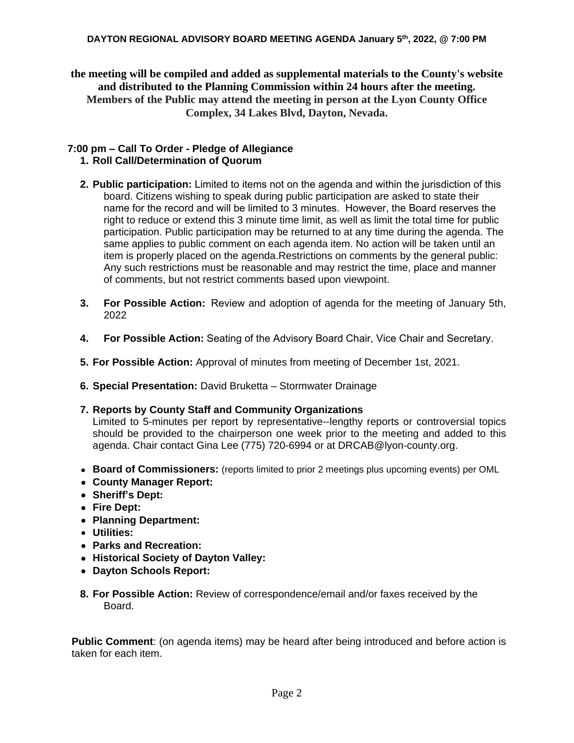**the meeting will be compiled and added as supplemental materials to the County's website and distributed to the Planning Commission within 24 hours after the meeting. Members of the Public may attend the meeting in person at the Lyon County Office Complex, 34 Lakes Blvd, Dayton, Nevada.**

**7:00 pm – Call To Order - Pledge of Allegiance**

1. **Roll Call/Determination of Quorum**

2. **Public participation:** Limited to items not on the agenda and within the jurisdiction of this board. Citizens wishing to speak during public participation are asked to state their name for the record and will be limited to 3 minutes. However, the Board reserves the right to reduce or extend this 3 minute time limit, as well as limit the total time for public participation. Public participation may be returned to at any time during the agenda. The same applies to public comment on each agenda item. No action will be taken until an item is properly placed on the agenda.Restrictions on comments by the general public: Any such restrictions must be reasonable and may restrict the time, place and manner of comments, but not restrict comments based upon viewpoint.

3. **For Possible Action:** Review and adoption of agenda for the meeting of January 5th, 2022

4. **For Possible Action:** Seating of the Advisory Board Chair, Vice Chair and Secretary.

5. **For Possible Action:** Approval of minutes from meeting of December 1st, 2021.

6. **Special Presentation:** David Bruketta – Stormwater Drainage

7. **Reports by County Staff and Community Organizations**
   Limited to 5-minutes per report by representative--lengthy reports or controversial topics should be provided to the chairperson one week prior to the meeting and added to this agenda. Chair contact Gina Lee (775) 720-6994 or at DRCAB@lyon-county.org.

- **Board of Commissioners:** (reports limited to prior 2 meetings plus upcoming events) per OML
- **County Manager Report:**
- **Sheriff's Dept:**
- **Fire Dept:**
- **Planning Department:**
- **Utilities:**
- **Parks and Recreation:**
- **Historical Society of Dayton Valley:**
- **Dayton Schools Report:**

8. **For Possible Action:** Review of correspondence/email and/or faxes received by the Board.

**Public Comment**: (on agenda items) may be heard after being introduced and before action is taken for each item.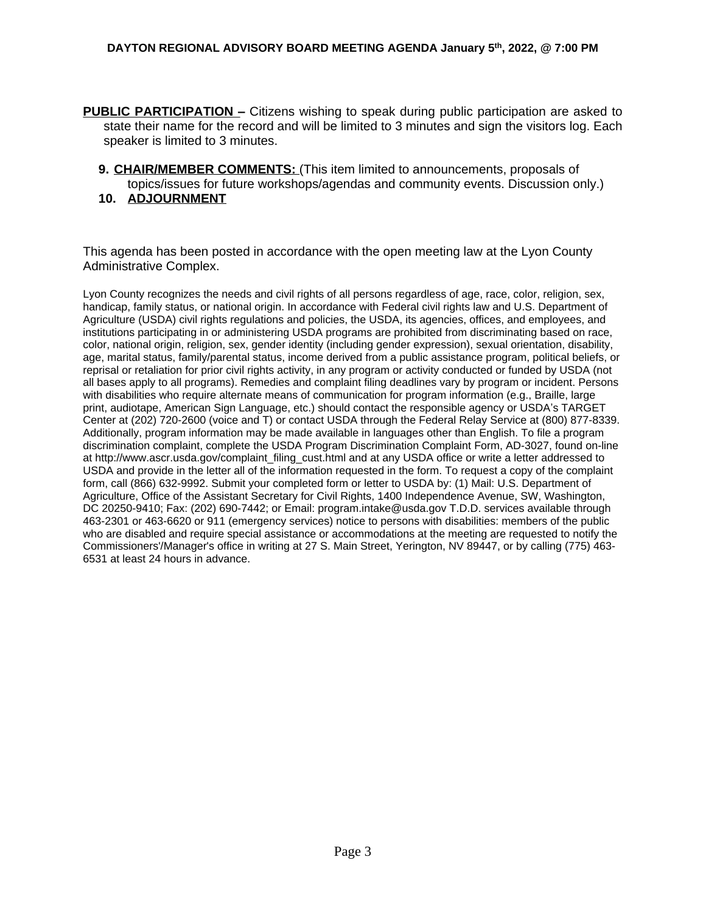**PUBLIC PARTICIPATION –** Citizens wishing to speak during public participation are asked to state their name for the record and will be limited to 3 minutes and sign the visitors log. Each speaker is limited to 3 minutes.

9. **CHAIR/MEMBER COMMENTS:** (This item limited to announcements, proposals of topics/issues for future workshops/agendas and community events. Discussion only.)
10. **ADJOURNMENT**

This agenda has been posted in accordance with the open meeting law at the Lyon County Administrative Complex.

Lyon County recognizes the needs and civil rights of all persons regardless of age, race, color, religion, sex, handicap, family status, or national origin. In accordance with Federal civil rights law and U.S. Department of Agriculture (USDA) civil rights regulations and policies, the USDA, its agencies, offices, and employees, and institutions participating in or administering USDA programs are prohibited from discriminating based on race, color, national origin, religion, sex, gender identity (including gender expression), sexual orientation, disability, age, marital status, family/parental status, income derived from a public assistance program, political beliefs, or reprisal or retaliation for prior civil rights activity, in any program or activity conducted or funded by USDA (not all bases apply to all programs). Remedies and complaint filing deadlines vary by program or incident. Persons with disabilities who require alternate means of communication for program information (e.g., Braille, large print, audiotape, American Sign Language, etc.) should contact the responsible agency or USDA's TARGET Center at (202) 720-2600 (voice and T) or contact USDA through the Federal Relay Service at (800) 877-8339. Additionally, program information may be made available in languages other than English. To file a program discrimination complaint, complete the USDA Program Discrimination Complaint Form, AD-3027, found on-line at http://www.ascr.usda.gov/complaint_filing_cust.html and at any USDA office or write a letter addressed to USDA and provide in the letter all of the information requested in the form. To request a copy of the complaint form, call (866) 632-9992. Submit your completed form or letter to USDA by: (1) Mail: U.S. Department of Agriculture, Office of the Assistant Secretary for Civil Rights, 1400 Independence Avenue, SW, Washington, DC 20250-9410; Fax: (202) 690-7442; or Email: program.intake@usda.gov T.D.D. services available through 463-2301 or 463-6620 or 911 (emergency services) notice to persons with disabilities: members of the public who are disabled and require special assistance or accommodations at the meeting are requested to notify the Commissioners'/Manager's office in writing at 27 S. Main Street, Yerington, NV 89447, or by calling (775) 463-6531 at least 24 hours in advance.